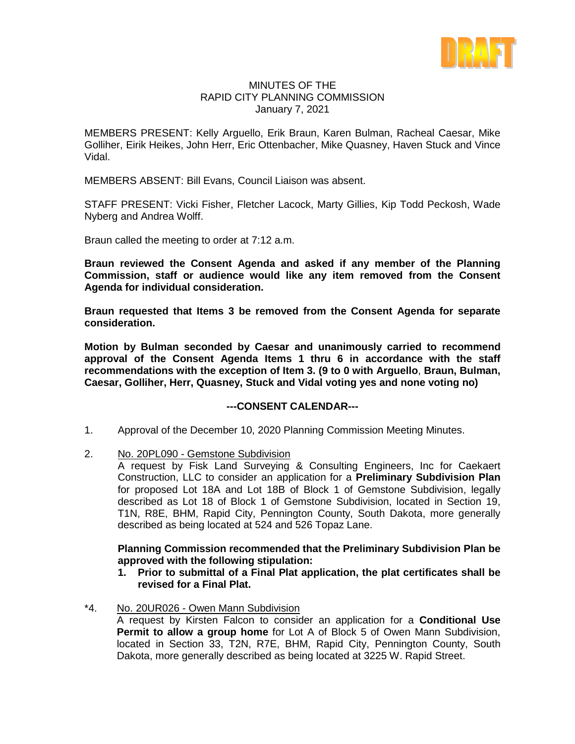DRAFT

MINUTES OF THE
RAPID CITY PLANNING COMMISSION
January 7, 2021

MEMBERS PRESENT: Kelly Arguello, Erik Braun, Karen Bulman, Racheal Caesar, Mike Golliher, Eirik Heikes, John Herr, Eric Ottenbacher, Mike Quasney, Haven Stuck and Vince Vidal.

MEMBERS ABSENT: Bill Evans, Council Liaison was absent.

STAFF PRESENT: Vicki Fisher, Fletcher Lacock, Marty Gillies, Kip Todd Peckosh, Wade Nyberg and Andrea Wolff.

Braun called the meeting to order at 7:12 a.m.

**Braun reviewed the Consent Agenda and asked if any member of the Planning Commission, staff or audience would like any item removed from the Consent Agenda for individual consideration.**

**Braun requested that Items 3 be removed from the Consent Agenda for separate consideration.**

**Motion by Bulman seconded by Caesar and unanimously carried to recommend approval of the Consent Agenda Items 1 thru 6 in accordance with the staff recommendations with the exception of Item 3. (9 to 0 with Arguello, Braun, Bulman, Caesar, Golliher, Herr, Quasney, Stuck and Vidal voting yes and none voting no)**

**---CONSENT CALENDAR---**

1. Approval of the December 10, 2020 Planning Commission Meeting Minutes.

2. No. 20PL090 - Gemstone Subdivision

   A request by Fisk Land Surveying & Consulting Engineers, Inc for Caekaert Construction, LLC to consider an application for a **Preliminary Subdivision Plan** for proposed Lot 18A and Lot 18B of Block 1 of Gemstone Subdivision, legally described as Lot 18 of Block 1 of Gemstone Subdivision, located in Section 19, T1N, R8E, BHM, Rapid City, Pennington County, South Dakota, more generally described as being located at 524 and 526 Topaz Lane.

   **Planning Commission recommended that the Preliminary Subdivision Plan be approved with the following stipulation:**

   **1. Prior to submittal of a Final Plat application, the plat certificates shall be revised for a Final Plat.**

*4. No. 20UR026 - Owen Mann Subdivision

   A request by Kirsten Falcon to consider an application for a **Conditional Use Permit to allow a group home** for Lot A of Block 5 of Owen Mann Subdivision, located in Section 33, T2N, R7E, BHM, Rapid City, Pennington County, South Dakota, more generally described as being located at 3225 W. Rapid Street.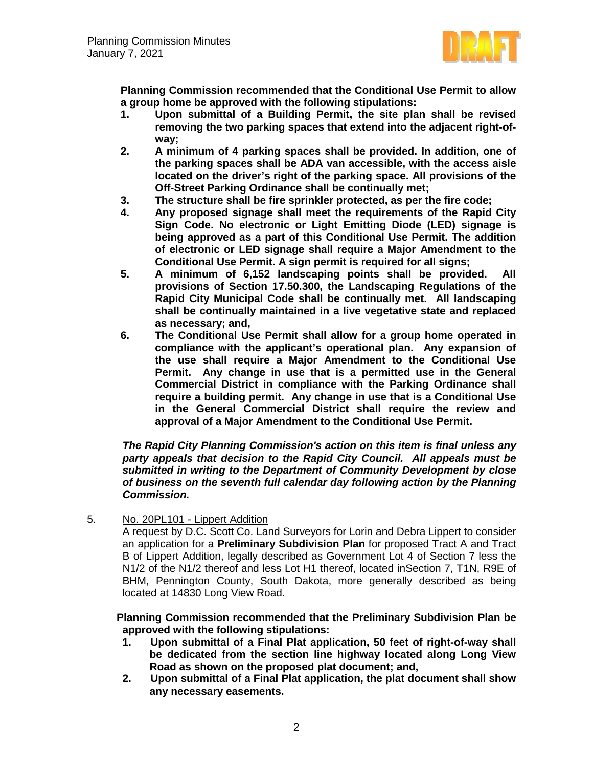**Planning Commission recommended that the Conditional Use Permit to allow a group home be approved with the following stipulations:**

1. **Upon submittal of a Building Permit, the site plan shall be revised removing the two parking spaces that extend into the adjacent right-of-way;**
2. **A minimum of 4 parking spaces shall be provided. In addition, one of the parking spaces shall be ADA van accessible, with the access aisle located on the driver's right of the parking space. All provisions of the Off-Street Parking Ordinance shall be continually met;**
3. **The structure shall be fire sprinkler protected, as per the fire code;**
4. **Any proposed signage shall meet the requirements of the Rapid City Sign Code. No electronic or Light Emitting Diode (LED) signage is being approved as a part of this Conditional Use Permit. The addition of electronic or LED signage shall require a Major Amendment to the Conditional Use Permit. A sign permit is required for all signs;**
5. **A minimum of 6,152 landscaping points shall be provided. All provisions of Section 17.50.300, the Landscaping Regulations of the Rapid City Municipal Code shall be continually met. All landscaping shall be continually maintained in a live vegetative state and replaced as necessary; and,**
6. **The Conditional Use Permit shall allow for a group home operated in compliance with the applicant's operational plan. Any expansion of the use shall require a Major Amendment to the Conditional Use Permit. Any change in use that is a permitted use in the General Commercial District in compliance with the Parking Ordinance shall require a building permit. Any change in use that is a Conditional Use in the General Commercial District shall require the review and approval of a Major Amendment to the Conditional Use Permit.**

***The Rapid City Planning Commission's action on this item is final unless any party appeals that decision to the Rapid City Council. All appeals must be submitted in writing to the Department of Community Development by close of business on the seventh full calendar day following action by the Planning Commission.***

5. No. 20PL101 - Lippert Addition

A request by D.C. Scott Co. Land Surveyors for Lorin and Debra Lippert to consider an application for a **Preliminary Subdivision Plan** for proposed Tract A and Tract B of Lippert Addition, legally described as Government Lot 4 of Section 7 less the N1/2 of the N1/2 thereof and less Lot H1 thereof, located inSection 7, T1N, R9E of BHM, Pennington County, South Dakota, more generally described as being located at 14830 Long View Road.

**Planning Commission recommended that the Preliminary Subdivision Plan be approved with the following stipulations:**

1. **Upon submittal of a Final Plat application, 50 feet of right-of-way shall be dedicated from the section line highway located along Long View Road as shown on the proposed plat document; and,**
2. **Upon submittal of a Final Plat application, the plat document shall show any necessary easements.**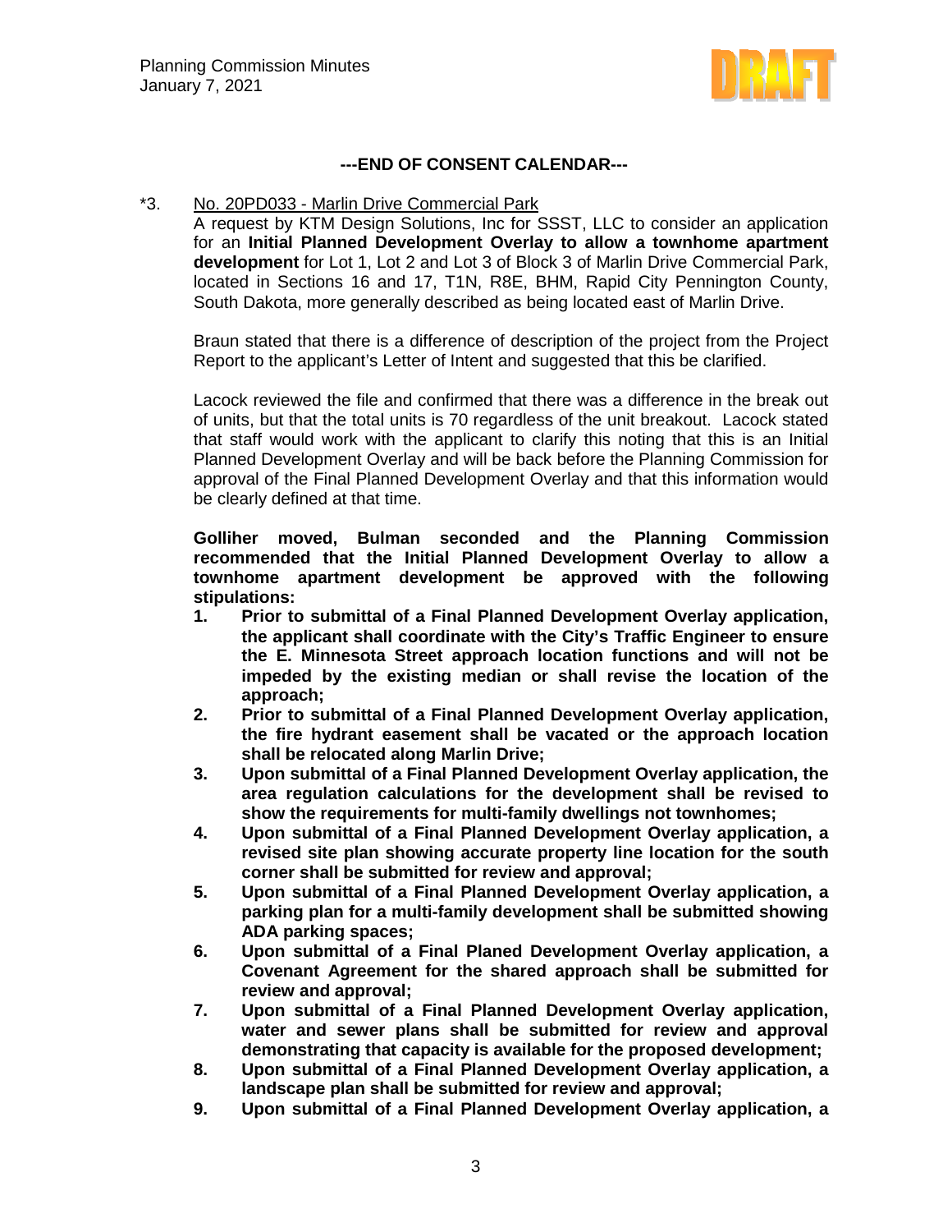**---END OF CONSENT CALENDAR---**

*3. No. 20PD033 - Marlin Drive Commercial Park

A request by KTM Design Solutions, Inc for SSST, LLC to consider an application for an **Initial Planned Development Overlay to allow a townhome apartment development** for Lot 1, Lot 2 and Lot 3 of Block 3 of Marlin Drive Commercial Park, located in Sections 16 and 17, T1N, R8E, BHM, Rapid City Pennington County, South Dakota, more generally described as being located east of Marlin Drive.

Braun stated that there is a difference of description of the project from the Project Report to the applicant's Letter of Intent and suggested that this be clarified.

Lacock reviewed the file and confirmed that there was a difference in the break out of units, but that the total units is 70 regardless of the unit breakout. Lacock stated that staff would work with the applicant to clarify this noting that this is an Initial Planned Development Overlay and will be back before the Planning Commission for approval of the Final Planned Development Overlay and that this information would be clearly defined at that time.

**Golliher moved, Bulman seconded and the Planning Commission recommended that the Initial Planned Development Overlay to allow a townhome apartment development be approved with the following stipulations:**

1. **Prior to submittal of a Final Planned Development Overlay application, the applicant shall coordinate with the City's Traffic Engineer to ensure the E. Minnesota Street approach location functions and will not be impeded by the existing median or shall revise the location of the approach;**
2. **Prior to submittal of a Final Planned Development Overlay application, the fire hydrant easement shall be vacated or the approach location shall be relocated along Marlin Drive;**
3. **Upon submittal of a Final Planned Development Overlay application, the area regulation calculations for the development shall be revised to show the requirements for multi-family dwellings not townhomes;**
4. **Upon submittal of a Final Planned Development Overlay application, a revised site plan showing accurate property line location for the south corner shall be submitted for review and approval;**
5. **Upon submittal of a Final Planned Development Overlay application, a parking plan for a multi-family development shall be submitted showing ADA parking spaces;**
6. **Upon submittal of a Final Planed Development Overlay application, a Covenant Agreement for the shared approach shall be submitted for review and approval;**
7. **Upon submittal of a Final Planned Development Overlay application, water and sewer plans shall be submitted for review and approval demonstrating that capacity is available for the proposed development;**
8. **Upon submittal of a Final Planned Development Overlay application, a landscape plan shall be submitted for review and approval;**
9. **Upon submittal of a Final Planned Development Overlay application, a**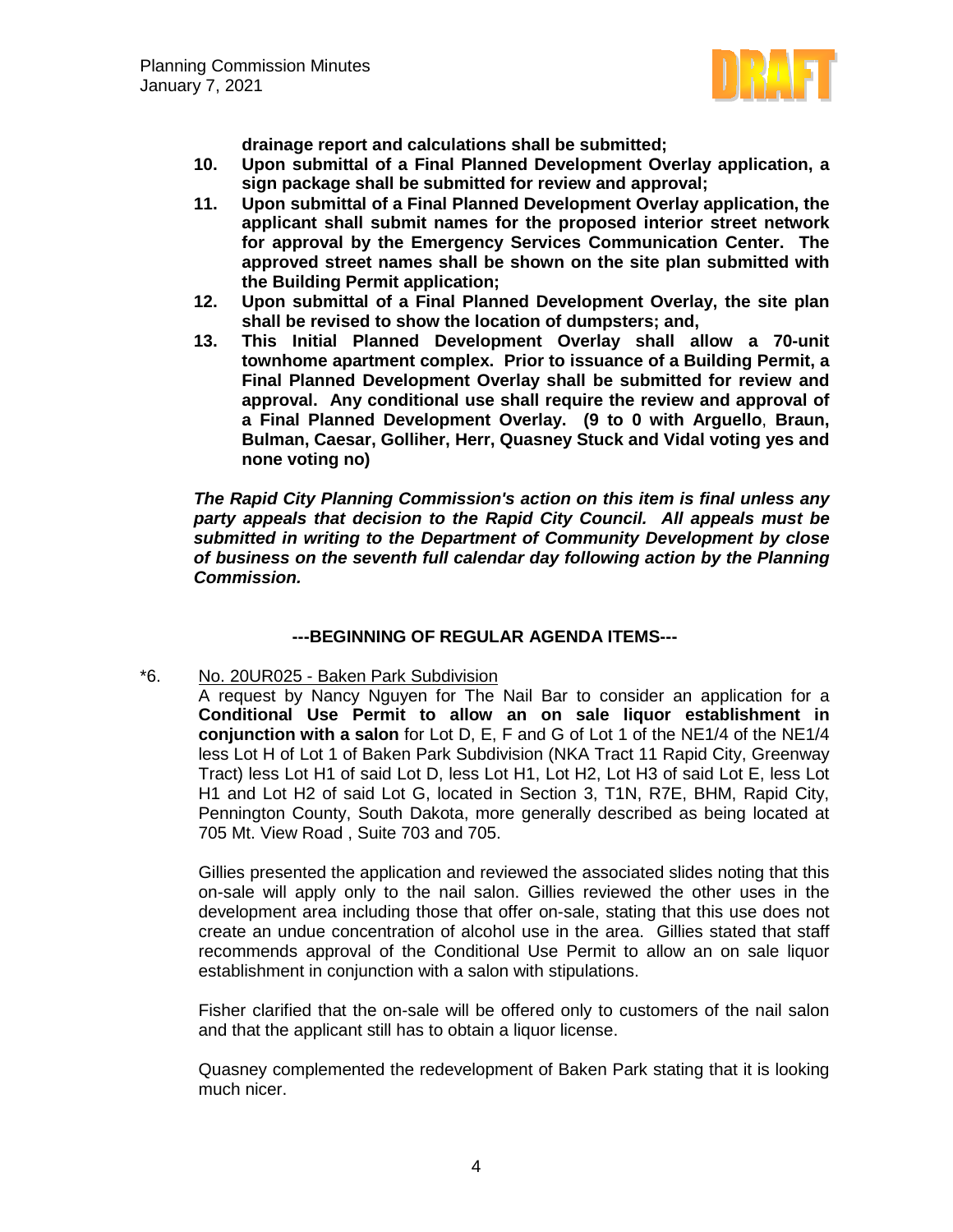**drainage report and calculations shall be submitted;**

10. **Upon submittal of a Final Planned Development Overlay application, a sign package shall be submitted for review and approval;**
11. **Upon submittal of a Final Planned Development Overlay application, the applicant shall submit names for the proposed interior street network for approval by the Emergency Services Communication Center. The approved street names shall be shown on the site plan submitted with the Building Permit application;**
12. **Upon submittal of a Final Planned Development Overlay, the site plan shall be revised to show the location of dumpsters; and,**
13. **This Initial Planned Development Overlay shall allow a 70-unit townhome apartment complex. Prior to issuance of a Building Permit, a Final Planned Development Overlay shall be submitted for review and approval. Any conditional use shall require the review and approval of a Final Planned Development Overlay. (9 to 0 with Arguello, Braun, Bulman, Caesar, Golliher, Herr, Quasney Stuck and Vidal voting yes and none voting no)**

***The Rapid City Planning Commission's action on this item is final unless any party appeals that decision to the Rapid City Council. All appeals must be submitted in writing to the Department of Community Development by close of business on the seventh full calendar day following action by the Planning Commission.***

**---BEGINNING OF REGULAR AGENDA ITEMS---**

*6. No. 20UR025 - Baken Park Subdivision

A request by Nancy Nguyen for The Nail Bar to consider an application for a **Conditional Use Permit to allow an on sale liquor establishment in conjunction with a salon** for Lot D, E, F and G of Lot 1 of the NE1/4 of the NE1/4 less Lot H of Lot 1 of Baken Park Subdivision (NKA Tract 11 Rapid City, Greenway Tract) less Lot H1 of said Lot D, less Lot H1, Lot H2, Lot H3 of said Lot E, less Lot H1 and Lot H2 of said Lot G, located in Section 3, T1N, R7E, BHM, Rapid City, Pennington County, South Dakota, more generally described as being located at 705 Mt. View Road , Suite 703 and 705.

Gillies presented the application and reviewed the associated slides noting that this on-sale will apply only to the nail salon. Gillies reviewed the other uses in the development area including those that offer on-sale, stating that this use does not create an undue concentration of alcohol use in the area. Gillies stated that staff recommends approval of the Conditional Use Permit to allow an on sale liquor establishment in conjunction with a salon with stipulations.

Fisher clarified that the on-sale will be offered only to customers of the nail salon and that the applicant still has to obtain a liquor license.

Quasney complemented the redevelopment of Baken Park stating that it is looking much nicer.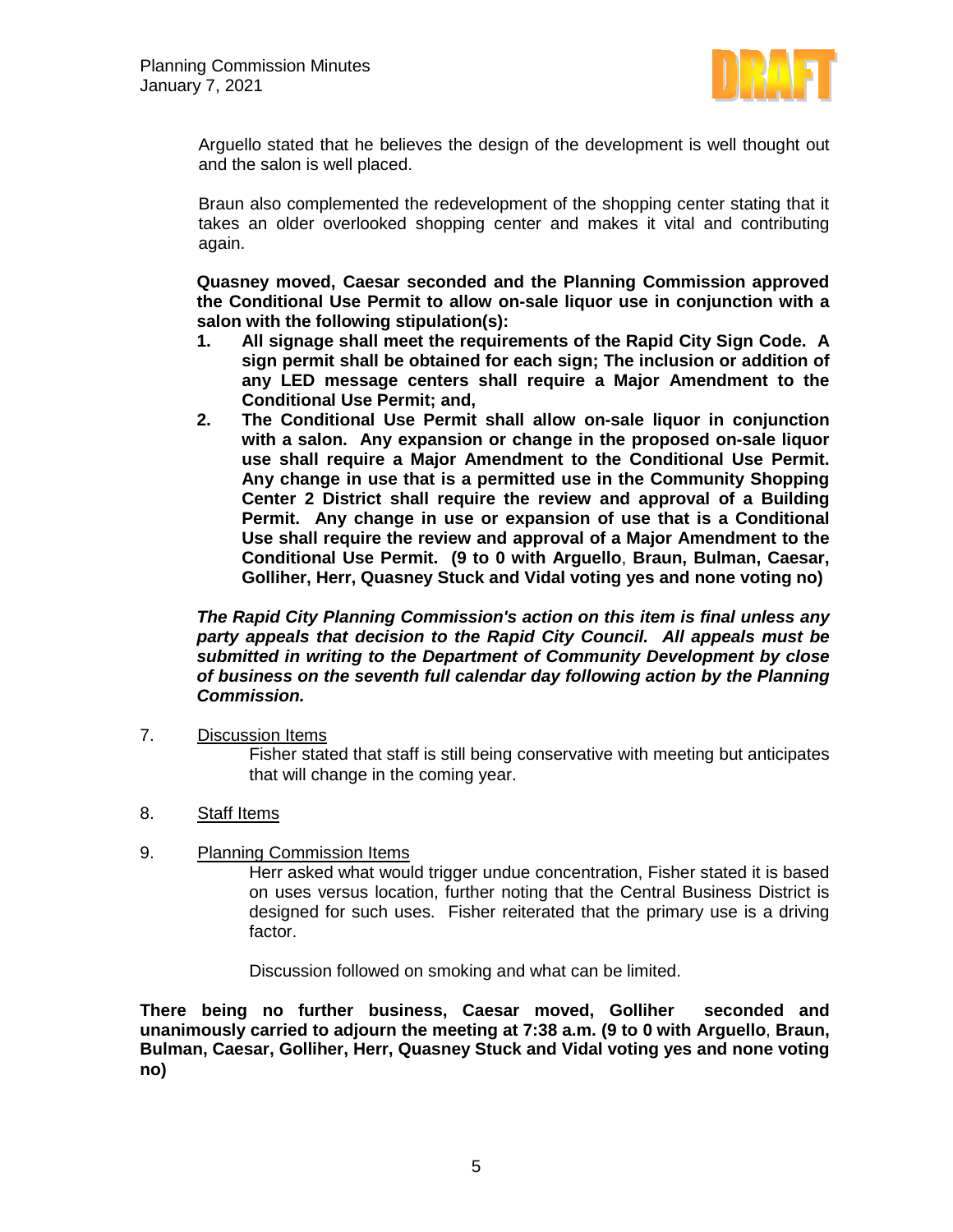Arguello stated that he believes the design of the development is well thought out and the salon is well placed.

Braun also complemented the redevelopment of the shopping center stating that it takes an older overlooked shopping center and makes it vital and contributing again.

**Quasney moved, Caesar seconded and the Planning Commission approved the Conditional Use Permit to allow on-sale liquor use in conjunction with a salon with the following stipulation(s):**

1. **All signage shall meet the requirements of the Rapid City Sign Code. A sign permit shall be obtained for each sign; The inclusion or addition of any LED message centers shall require a Major Amendment to the Conditional Use Permit; and,**
2. **The Conditional Use Permit shall allow on-sale liquor in conjunction with a salon. Any expansion or change in the proposed on-sale liquor use shall require a Major Amendment to the Conditional Use Permit. Any change in use that is a permitted use in the Community Shopping Center 2 District shall require the review and approval of a Building Permit. Any change in use or expansion of use that is a Conditional Use shall require the review and approval of a Major Amendment to the Conditional Use Permit. (9 to 0 with Arguello, Braun, Bulman, Caesar, Golliher, Herr, Quasney Stuck and Vidal voting yes and none voting no)**

***The Rapid City Planning Commission's action on this item is final unless any party appeals that decision to the Rapid City Council. All appeals must be submitted in writing to the Department of Community Development by close of business on the seventh full calendar day following action by the Planning Commission.***

7. Discussion Items

   Fisher stated that staff is still being conservative with meeting but anticipates that will change in the coming year.

8. Staff Items

9. Planning Commission Items

   Herr asked what would trigger undue concentration, Fisher stated it is based on uses versus location, further noting that the Central Business District is designed for such uses. Fisher reiterated that the primary use is a driving factor.

   Discussion followed on smoking and what can be limited.

**There being no further business, Caesar moved, Golliher seconded and unanimously carried to adjourn the meeting at 7:38 a.m. (9 to 0 with Arguello, Braun, Bulman, Caesar, Golliher, Herr, Quasney Stuck and Vidal voting yes and none voting no)**